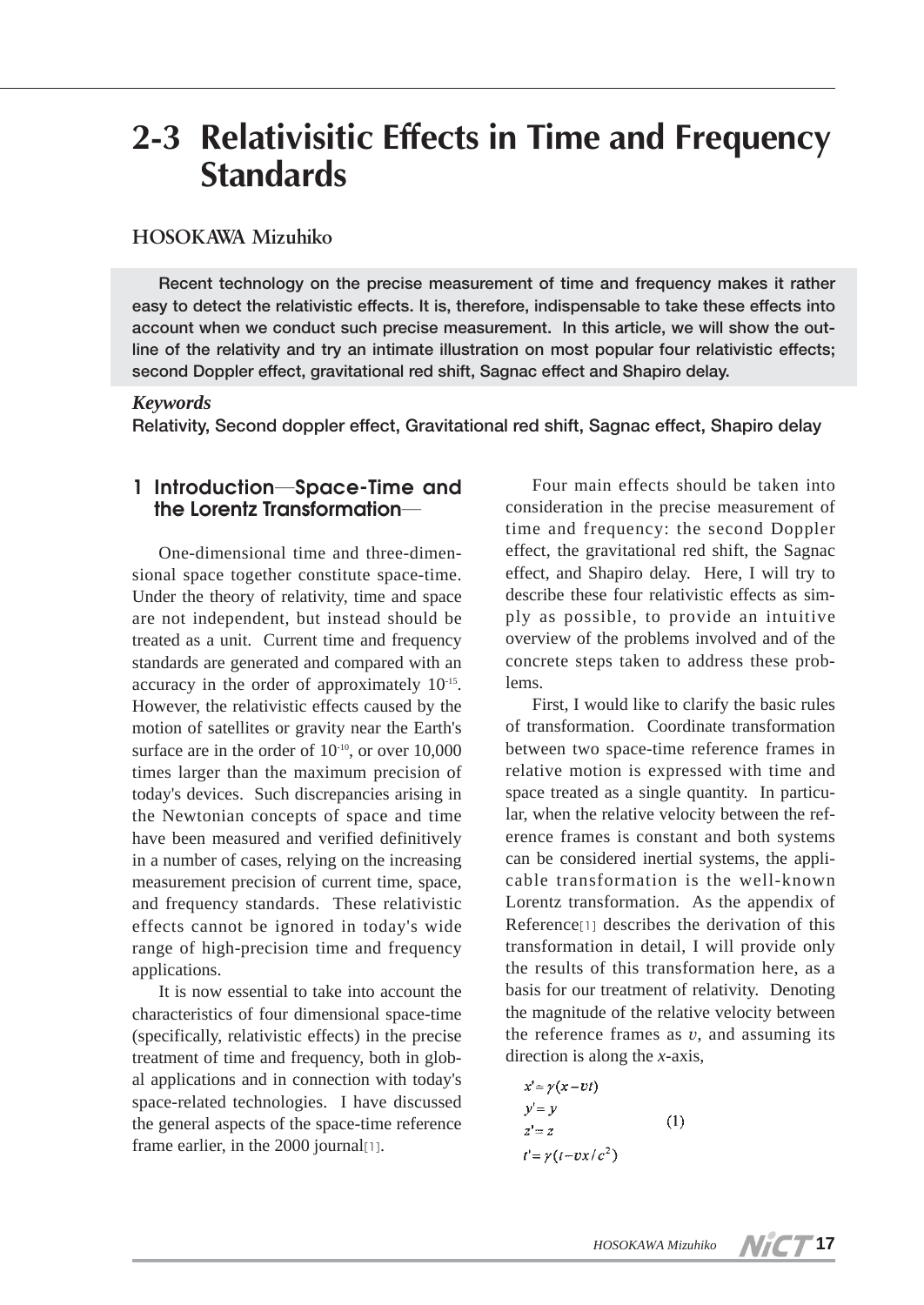# 2-3 Relativisitic Effects in Time and Frequency Standards

## HOSOKAWA Mizuhiko

**Recent technology on the precise measurement of time and frequency makes it rather easy to detect the relativistic effects. It is, therefore, indispensable to take these effects into account when we conduct such precise measurement. In this article, we will show the outline of the relativity and try an intimate illustration on most popular four relativistic effects; second Doppler effect, gravitational red shift, Sagnac effect and Shapiro delay.**

***Keywords***

**Relativity, Second doppler effect, Gravitational red shift, Sagnac effect, Shapiro delay**

## 1 Introduction—Space-Time and the Lorentz Transformation—

One-dimensional time and three-dimensional space together constitute space-time. Under the theory of relativity, time and space are not independent, but instead should be treated as a unit. Current time and frequency standards are generated and compared with an accuracy in the order of approximately $10^{-15}$. However, the relativistic effects caused by the motion of satellites or gravity near the Earth's surface are in the order of $10^{-10}$, or over 10,000 times larger than the maximum precision of today's devices. Such discrepancies arising in the Newtonian concepts of space and time have been measured and verified definitively in a number of cases, relying on the increasing measurement precision of current time, space, and frequency standards. These relativistic effects cannot be ignored in today's wide range of high-precision time and frequency applications.

It is now essential to take into account the characteristics of four dimensional space-time (specifically, relativistic effects) in the precise treatment of time and frequency, both in global applications and in connection with today's space-related technologies. I have discussed the general aspects of the space-time reference frame earlier, in the 2000 journal[1].

Four main effects should be taken into consideration in the precise measurement of time and frequency: the second Doppler effect, the gravitational red shift, the Sagnac effect, and Shapiro delay. Here, I will try to describe these four relativistic effects as simply as possible, to provide an intuitive overview of the problems involved and of the concrete steps taken to address these problems.

First, I would like to clarify the basic rules of transformation. Coordinate transformation between two space-time reference frames in relative motion is expressed with time and space treated as a single quantity. In particular, when the relative velocity between the reference frames is constant and both systems can be considered inertial systems, the applicable transformation is the well-known Lorentz transformation. As the appendix of Reference[1] describes the derivation of this transformation in detail, I will provide only the results of this transformation here, as a basis for our treatment of relativity. Denoting the magnitude of the relative velocity between the reference frames as $v$, and assuming its direction is along the $x$-axis,

$$
\begin{aligned}
x' &= \gamma(x - vt) \\
y' &= y \\
z' &= z \\
t' &= \gamma(t - vx/c^2)
\end{aligned}
\qquad (1)
$$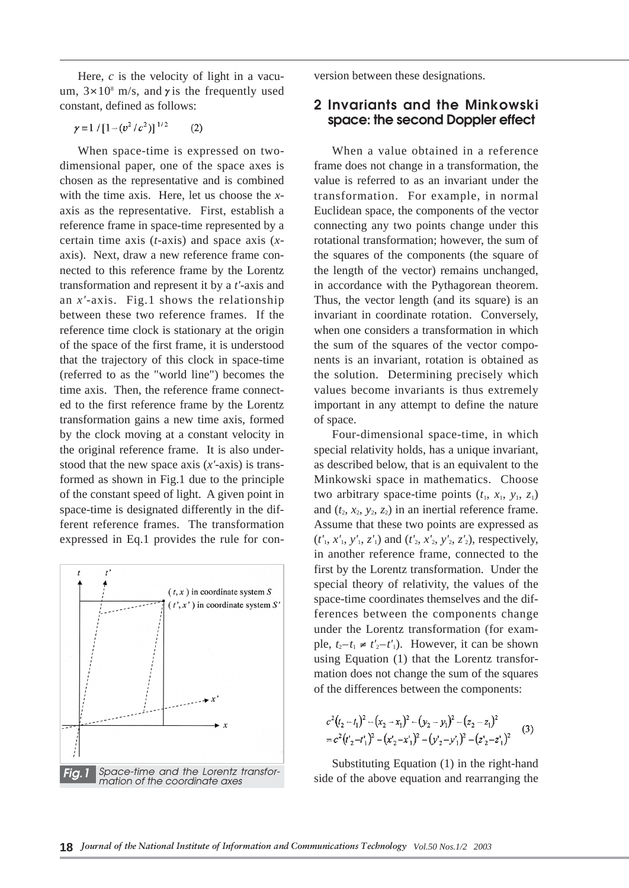Here, $c$ is the velocity of light in a vacuum, $3\times10^8$ m/s, and $\gamma$ is the frequently used constant, defined as follows:

$$\gamma = 1/[1-(v^2/c^2)]^{1/2} \qquad (2)$$

When space-time is expressed on two-dimensional paper, one of the space axes is chosen as the representative and is combined with the time axis. Here, let us choose the $x$-axis as the representative. First, establish a reference frame in space-time represented by a certain time axis ($t$-axis) and space axis ($x$-axis). Next, draw a new reference frame connected to this reference frame by the Lorentz transformation and represent it by a $t'$-axis and an $x'$-axis. Fig.1 shows the relationship between these two reference frames. If the reference time clock is stationary at the origin of the space of the first frame, it is understood that the trajectory of this clock in space-time (referred to as the "world line") becomes the time axis. Then, the reference frame connected to the first reference frame by the Lorentz transformation gains a new time axis, formed by the clock moving at a constant velocity in the original reference frame. It is also understood that the new space axis ($x'$-axis) is transformed as shown in Fig.1 due to the principle of the constant speed of light. A given point in space-time is designated differently in the different reference frames. The transformation expressed in Eq.1 provides the rule for conversion between these designations.

*Fig.1* Space-time and the Lorentz transformation of the coordinate axes

## 2 Invariants and the Minkowski space: the second Doppler effect

When a value obtained in a reference frame does not change in a transformation, the value is referred to as an invariant under the transformation. For example, in normal Euclidean space, the components of the vector connecting any two points change under this rotational transformation; however, the sum of the squares of the components (the square of the length of the vector) remains unchanged, in accordance with the Pythagorean theorem. Thus, the vector length (and its square) is an invariant in coordinate rotation. Conversely, when one considers a transformation in which the sum of the squares of the vector components is an invariant, rotation is obtained as the solution. Determining precisely which values become invariants is thus extremely important in any attempt to define the nature of space.

Four-dimensional space-time, in which special relativity holds, has a unique invariant, as described below, that is an equivalent to the Minkowski space in mathematics. Choose two arbitrary space-time points ($t_1$, $x_1$, $y_1$, $z_1$) and ($t_2$, $x_2$, $y_2$, $z_2$) in an inertial reference frame. Assume that these two points are expressed as ($t'_1$, $x'_1$, $y'_1$, $z'_1$) and ($t'_2$, $x'_2$, $y'_2$, $z'_2$), respectively, in another reference frame, connected to the first by the Lorentz transformation. Under the special theory of relativity, the values of the space-time coordinates themselves and the differences between the components change under the Lorentz transformation (for example, $t_2-t_1 \neq t'_2-t'_1$). However, it can be shown using Equation (1) that the Lorentz transformation does not change the sum of the squares of the differences between the components:

$$\begin{aligned} &c^2(t_2-t_1)^2-(x_2-x_1)^2-(y_2-y_1)^2-(z_2-z_1)^2 \\ &= c^2(t'_2-t'_1)^2-(x'_2-x'_1)^2-(y'_2-y'_1)^2-(z'_2-z'_1)^2 \end{aligned} \qquad (3)$$

Substituting Equation (1) in the right-hand side of the above equation and rearranging the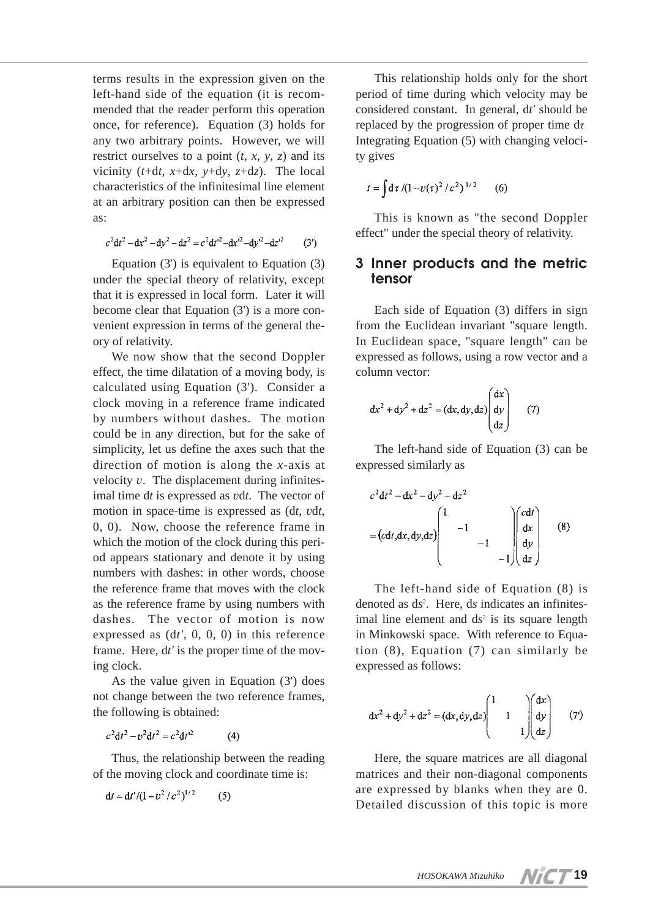terms results in the expression given on the left-hand side of the equation (it is recommended that the reader perform this operation once, for reference). Equation (3) holds for any two arbitrary points. However, we will restrict ourselves to a point ($t$, $x$, $y$, $z$) and its vicinity ($t$+d$t$, $x$+d$x$, $y$+d$y$, $z$+d$z$). The local characteristics of the infinitesimal line element at an arbitrary position can then be expressed as:

$$c^2\mathrm{d}t^2 - \mathrm{d}x^2 - \mathrm{d}y^2 - \mathrm{d}z^2 = c^2\mathrm{d}t'^2 - \mathrm{d}x'^2 - \mathrm{d}y'^2 - \mathrm{d}z'^2 \qquad (3')$$

Equation (3') is equivalent to Equation (3) under the special theory of relativity, except that it is expressed in local form. Later it will become clear that Equation (3') is a more convenient expression in terms of the general theory of relativity.

We now show that the second Doppler effect, the time dilatation of a moving body, is calculated using Equation (3'). Consider a clock moving in a reference frame indicated by numbers without dashes. The motion could be in any direction, but for the sake of simplicity, let us define the axes such that the direction of motion is along the $x$-axis at velocity $v$. The displacement during infinitesimal time d$t$ is expressed as $v$d$t$. The vector of motion in space-time is expressed as (d$t$, $v$d$t$, 0, 0). Now, choose the reference frame in which the motion of the clock during this period appears stationary and denote it by using numbers with dashes: in other words, choose the reference frame that moves with the clock as the reference frame by using numbers with dashes. The vector of motion is now expressed as (d$t'$, 0, 0, 0) in this reference frame. Here, d$t'$ is the proper time of the moving clock.

As the value given in Equation (3') does not change between the two reference frames, the following is obtained:

$$c^2\mathrm{d}t^2 - v^2\mathrm{d}t^2 = c^2\mathrm{d}t'^2 \qquad (4)$$

Thus, the relationship between the reading of the moving clock and coordinate time is:

$$\mathrm{d}t = \mathrm{d}t'/(1 - v^2/c^2)^{1/2} \qquad (5)$$

This relationship holds only for the short period of time during which velocity may be considered constant. In general, d$t'$ should be replaced by the progression of proper time d$\tau$. Integrating Equation (5) with changing velocity gives

$$t = \int \mathrm{d}\tau/(1 - v(\tau)^2/c^2)^{1/2} \qquad (6)$$

This is known as "the second Doppler effect" under the special theory of relativity.

## 3 Inner products and the metric tensor

Each side of Equation (3) differs in sign from the Euclidean invariant "square length. In Euclidean space, "square length" can be expressed as follows, using a row vector and a column vector:

$$\mathrm{d}x^2 + \mathrm{d}y^2 + \mathrm{d}z^2 = (\mathrm{d}x, \mathrm{d}y, \mathrm{d}z)\begin{pmatrix} \mathrm{d}x \\ \mathrm{d}y \\ \mathrm{d}z \end{pmatrix} \qquad (7)$$

The left-hand side of Equation (3) can be expressed similarly as

$$c^2\mathrm{d}t^2 - \mathrm{d}x^2 - \mathrm{d}y^2 - \mathrm{d}z^2 = (c\mathrm{d}t, \mathrm{d}x, \mathrm{d}y, \mathrm{d}z)\begin{pmatrix} 1 & & & \\ & -1 & & \\ & & -1 & \\ & & & -1 \end{pmatrix}\begin{pmatrix} c\mathrm{d}t \\ \mathrm{d}x \\ \mathrm{d}y \\ \mathrm{d}z \end{pmatrix} \qquad (8)$$

The left-hand side of Equation (8) is denoted as d$s^2$. Here, d$s$ indicates an infinitesimal line element and d$s^2$ is its square length in Minkowski space. With reference to Equation (8), Equation (7) can similarly be expressed as follows:

$$\mathrm{d}x^2 + \mathrm{d}y^2 + \mathrm{d}z^2 = (\mathrm{d}x, \mathrm{d}y, \mathrm{d}z)\begin{pmatrix} 1 & & \\ & 1 & \\ & & 1 \end{pmatrix}\begin{pmatrix} \mathrm{d}x \\ \mathrm{d}y \\ \mathrm{d}z \end{pmatrix} \qquad (7')$$

Here, the square matrices are all diagonal matrices and their non-diagonal components are expressed by blanks when they are 0. Detailed discussion of this topic is more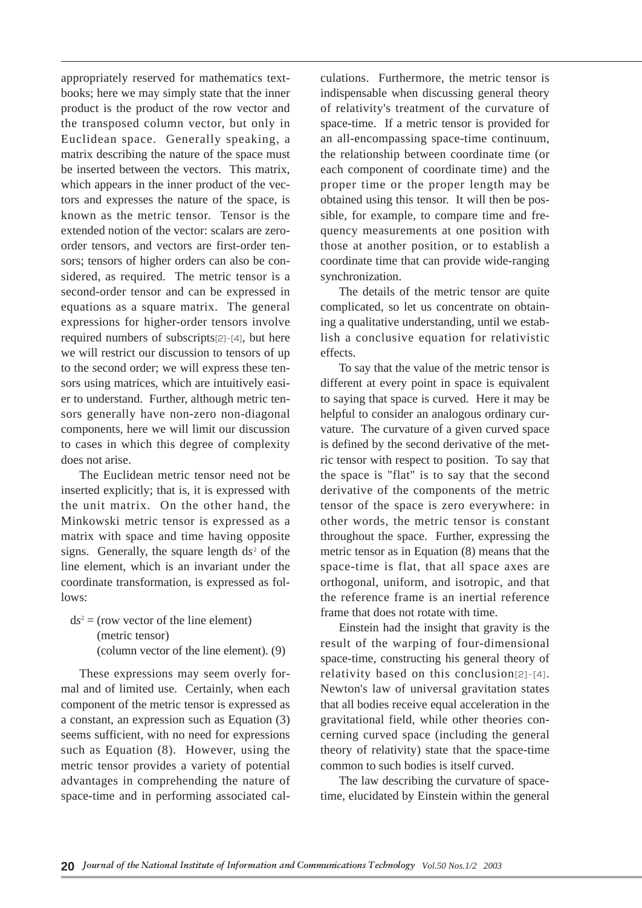appropriately reserved for mathematics textbooks; here we may simply state that the inner product is the product of the row vector and the transposed column vector, but only in Euclidean space. Generally speaking, a matrix describing the nature of the space must be inserted between the vectors. This matrix, which appears in the inner product of the vectors and expresses the nature of the space, is known as the metric tensor. Tensor is the extended notion of the vector: scalars are zero-order tensors, and vectors are first-order tensors; tensors of higher orders can also be considered, as required. The metric tensor is a second-order tensor and can be expressed in equations as a square matrix. The general expressions for higher-order tensors involve required numbers of subscripts[2]-[4], but here we will restrict our discussion to tensors of up to the second order; we will express these tensors using matrices, which are intuitively easier to understand. Further, although metric tensors generally have non-zero non-diagonal components, here we will limit our discussion to cases in which this degree of complexity does not arise.

The Euclidean metric tensor need not be inserted explicitly; that is, it is expressed with the unit matrix. On the other hand, the Minkowski metric tensor is expressed as a matrix with space and time having opposite signs. Generally, the square length $ds^2$ of the line element, which is an invariant under the coordinate transformation, is expressed as follows:

$ds^2$ = (row vector of the line element)
(metric tensor)
(column vector of the line element). (9)

These expressions may seem overly formal and of limited use. Certainly, when each component of the metric tensor is expressed as a constant, an expression such as Equation (3) seems sufficient, with no need for expressions such as Equation (8). However, using the metric tensor provides a variety of potential advantages in comprehending the nature of space-time and in performing associated calculations. Furthermore, the metric tensor is indispensable when discussing general theory of relativity's treatment of the curvature of space-time. If a metric tensor is provided for an all-encompassing space-time continuum, the relationship between coordinate time (or each component of coordinate time) and the proper time or the proper length may be obtained using this tensor. It will then be possible, for example, to compare time and frequency measurements at one position with those at another position, or to establish a coordinate time that can provide wide-ranging synchronization.

The details of the metric tensor are quite complicated, so let us concentrate on obtaining a qualitative understanding, until we establish a conclusive equation for relativistic effects.

To say that the value of the metric tensor is different at every point in space is equivalent to saying that space is curved. Here it may be helpful to consider an analogous ordinary curvature. The curvature of a given curved space is defined by the second derivative of the metric tensor with respect to position. To say that the space is "flat" is to say that the second derivative of the components of the metric tensor of the space is zero everywhere: in other words, the metric tensor is constant throughout the space. Further, expressing the metric tensor as in Equation (8) means that the space-time is flat, that all space axes are orthogonal, uniform, and isotropic, and that the reference frame is an inertial reference frame that does not rotate with time.

Einstein had the insight that gravity is the result of the warping of four-dimensional space-time, constructing his general theory of relativity based on this conclusion[2]-[4]. Newton's law of universal gravitation states that all bodies receive equal acceleration in the gravitational field, while other theories concerning curved space (including the general theory of relativity) state that the space-time common to such bodies is itself curved.

The law describing the curvature of space-time, elucidated by Einstein within the general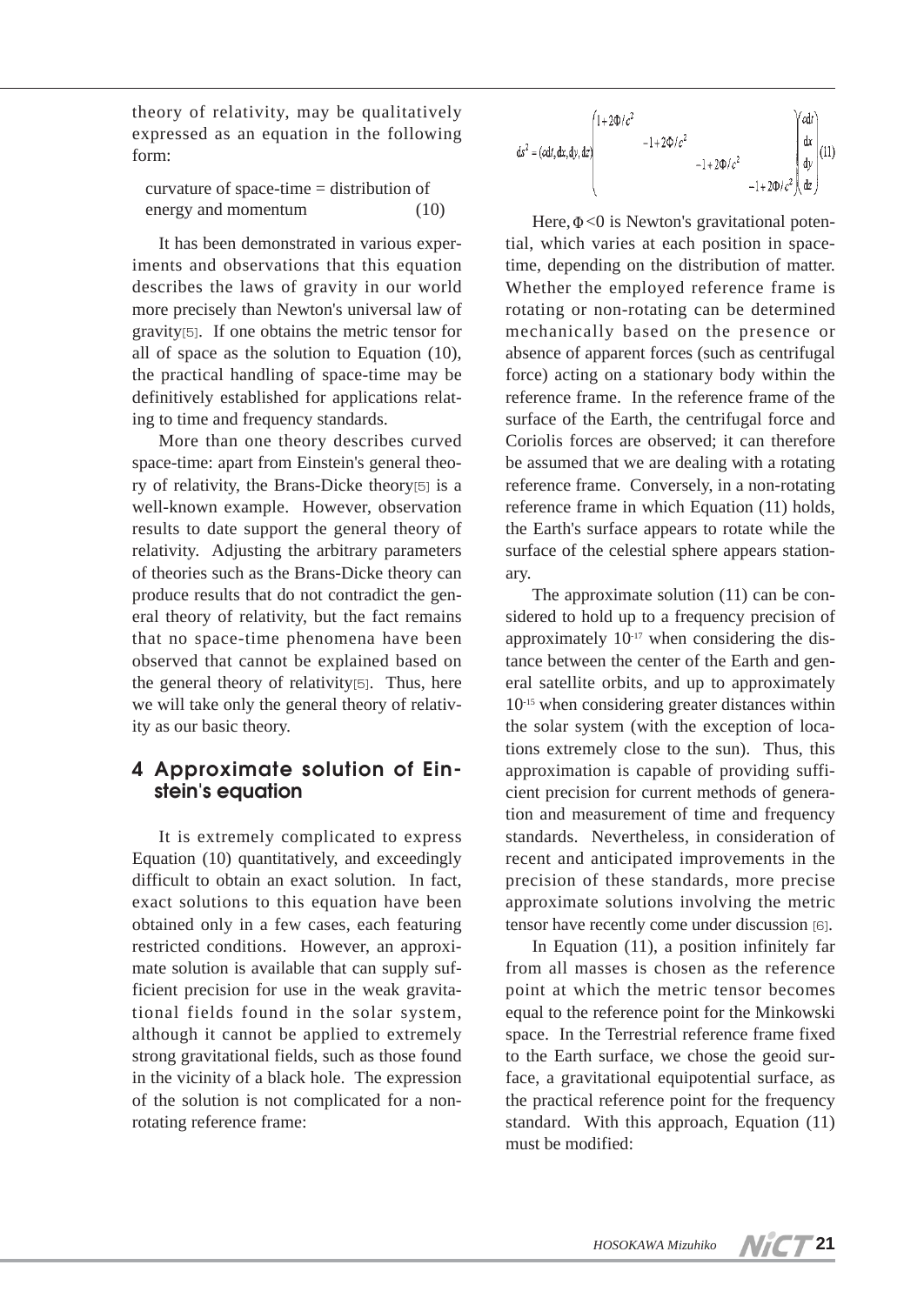theory of relativity, may be qualitatively expressed as an equation in the following form:

curvature of space-time = distribution of energy and momentum (10)

It has been demonstrated in various experiments and observations that this equation describes the laws of gravity in our world more precisely than Newton's universal law of gravity[5]. If one obtains the metric tensor for all of space as the solution to Equation (10), the practical handling of space-time may be definitively established for applications relating to time and frequency standards.

More than one theory describes curved space-time: apart from Einstein's general theory of relativity, the Brans-Dicke theory[5] is a well-known example. However, observation results to date support the general theory of relativity. Adjusting the arbitrary parameters of theories such as the Brans-Dicke theory can produce results that do not contradict the general theory of relativity, but the fact remains that no space-time phenomena have been observed that cannot be explained based on the general theory of relativity[5]. Thus, here we will take only the general theory of relativity as our basic theory.

## 4 Approximate solution of Einstein's equation

It is extremely complicated to express Equation (10) quantitatively, and exceedingly difficult to obtain an exact solution. In fact, exact solutions to this equation have been obtained only in a few cases, each featuring restricted conditions. However, an approximate solution is available that can supply sufficient precision for use in the weak gravitational fields found in the solar system, although it cannot be applied to extremely strong gravitational fields, such as those found in the vicinity of a black hole. The expression of the solution is not complicated for a non-rotating reference frame:

$$ds^2 = (cdt, dx, dy, dz)\begin{pmatrix} 1+2\Phi/c^2 & & & \\ & -1+2\Phi/c^2 & & \\ & & -1+2\Phi/c^2 & \\ & & & -1+2\Phi/c^2 \end{pmatrix}\begin{pmatrix} cdt \\ dx \\ dy \\ dz \end{pmatrix} \quad (11)$$

Here, $\Phi<0$ is Newton's gravitational potential, which varies at each position in space-time, depending on the distribution of matter. Whether the employed reference frame is rotating or non-rotating can be determined mechanically based on the presence or absence of apparent forces (such as centrifugal force) acting on a stationary body within the reference frame. In the reference frame of the surface of the Earth, the centrifugal force and Coriolis forces are observed; it can therefore be assumed that we are dealing with a rotating reference frame. Conversely, in a non-rotating reference frame in which Equation (11) holds, the Earth's surface appears to rotate while the surface of the celestial sphere appears stationary.

The approximate solution (11) can be considered to hold up to a frequency precision of approximately $10^{-17}$ when considering the distance between the center of the Earth and general satellite orbits, and up to approximately $10^{-15}$ when considering greater distances within the solar system (with the exception of locations extremely close to the sun). Thus, this approximation is capable of providing sufficient precision for current methods of generation and measurement of time and frequency standards. Nevertheless, in consideration of recent and anticipated improvements in the precision of these standards, more precise approximate solutions involving the metric tensor have recently come under discussion [6].

In Equation (11), a position infinitely far from all masses is chosen as the reference point at which the metric tensor becomes equal to the reference point for the Minkowski space. In the Terrestrial reference frame fixed to the Earth surface, we chose the geoid surface, a gravitational equipotential surface, as the practical reference point for the frequency standard. With this approach, Equation (11) must be modified: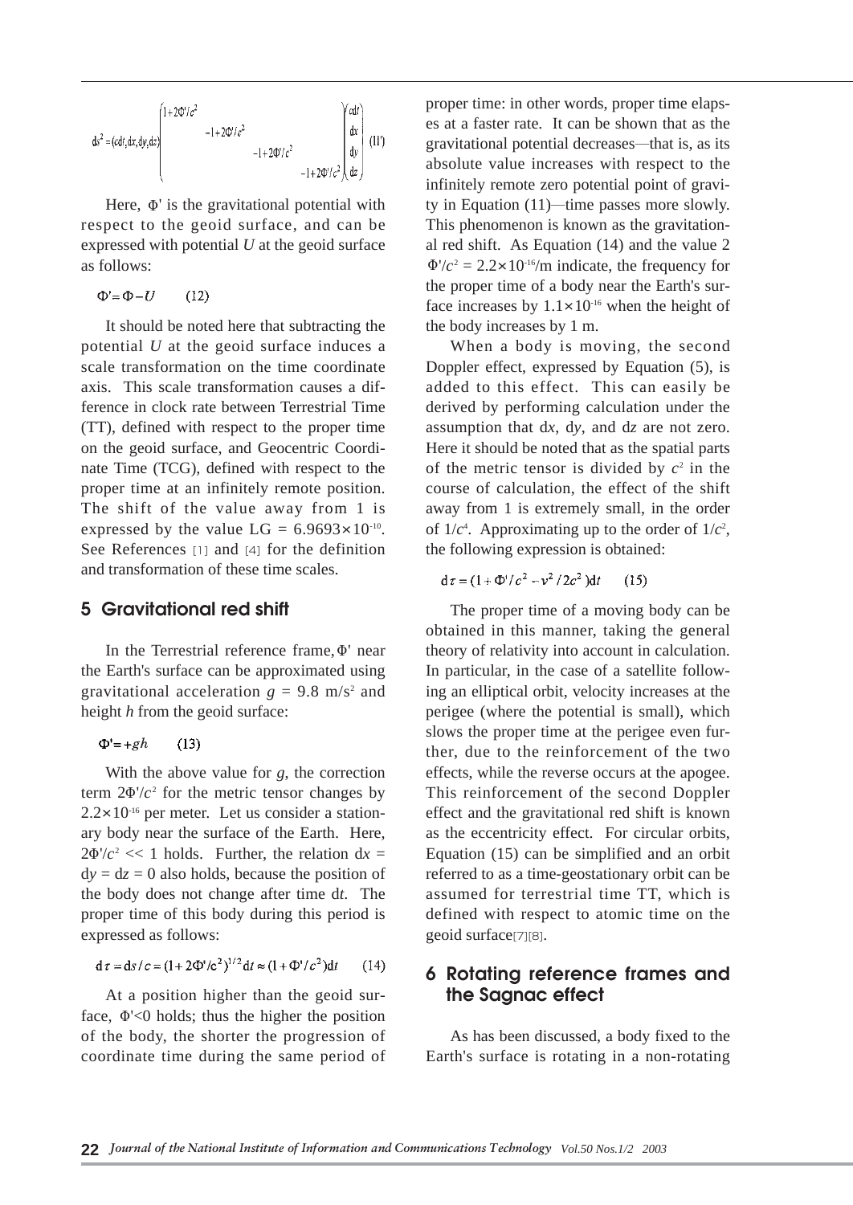$$ds^2 = (cdt, dx, dy, dz)\begin{pmatrix} 1+2\Phi'/c^2 & & & \\ & -1+2\Phi'/c^2 & & \\ & & -1+2\Phi'/c^2 & \\ & & & -1+2\Phi'/c^2 \end{pmatrix}\begin{pmatrix} cdt \\ dx \\ dy \\ dz \end{pmatrix} \quad (11')$$

Here, $\Phi'$ is the gravitational potential with respect to the geoid surface, and can be expressed with potential $U$ at the geoid surface as follows:

$$\Phi' = \Phi - U \qquad (12)$$

It should be noted here that subtracting the potential $U$ at the geoid surface induces a scale transformation on the time coordinate axis. This scale transformation causes a difference in clock rate between Terrestrial Time (TT), defined with respect to the proper time on the geoid surface, and Geocentric Coordinate Time (TCG), defined with respect to the proper time at an infinitely remote position. The shift of the value away from 1 is expressed by the value LG = $6.9693\times10^{-10}$. See References [1] and [4] for the definition and transformation of these time scales.

## 5 Gravitational red shift

In the Terrestrial reference frame, $\Phi'$ near the Earth's surface can be approximated using gravitational acceleration $g$ = 9.8 m/s$^2$ and height $h$ from the geoid surface:

$$\Phi' = +gh \qquad (13)$$

With the above value for $g$, the correction term $2\Phi'/c^2$ for the metric tensor changes by $2.2\times10^{-16}$ per meter. Let us consider a stationary body near the surface of the Earth. Here, $2\Phi'/c^2 << 1$ holds. Further, the relation $dx = dy = dz = 0$ also holds, because the position of the body does not change after time d$t$. The proper time of this body during this period is expressed as follows:

$$d\tau = ds/c = (1+2\Phi'/c^2)^{1/2}dt \approx (1+\Phi'/c^2)dt \qquad (14)$$

At a position higher than the geoid surface, $\Phi'<0$ holds; thus the higher the position of the body, the shorter the progression of coordinate time during the same period of proper time: in other words, proper time elapses at a faster rate. It can be shown that as the gravitational potential decreases—that is, as its absolute value increases with respect to the infinitely remote zero potential point of gravity in Equation (11)—time passes more slowly. This phenomenon is known as the gravitational red shift. As Equation (14) and the value $2\Phi'/c^2 = 2.2\times10^{-16}$/m indicate, the frequency for the proper time of a body near the Earth's surface increases by $1.1\times10^{-16}$ when the height of the body increases by 1 m.

When a body is moving, the second Doppler effect, expressed by Equation (5), is added to this effect. This can easily be derived by performing calculation under the assumption that d$x$, d$y$, and d$z$ are not zero. Here it should be noted that as the spatial parts of the metric tensor is divided by $c^2$ in the course of calculation, the effect of the shift away from 1 is extremely small, in the order of $1/c^4$. Approximating up to the order of $1/c^2$, the following expression is obtained:

$$d\tau = (1+\Phi'/c^2 - v^2/2c^2)dt \qquad (15)$$

The proper time of a moving body can be obtained in this manner, taking the general theory of relativity into account in calculation. In particular, in the case of a satellite following an elliptical orbit, velocity increases at the perigee (where the potential is small), which slows the proper time at the perigee even further, due to the reinforcement of the two effects, while the reverse occurs at the apogee. This reinforcement of the second Doppler effect and the gravitational red shift is known as the eccentricity effect. For circular orbits, Equation (15) can be simplified and an orbit referred to as a time-geostationary orbit can be assumed for terrestrial time TT, which is defined with respect to atomic time on the geoid surface[7][8].

## 6 Rotating reference frames and the Sagnac effect

As has been discussed, a body fixed to the Earth's surface is rotating in a non-rotating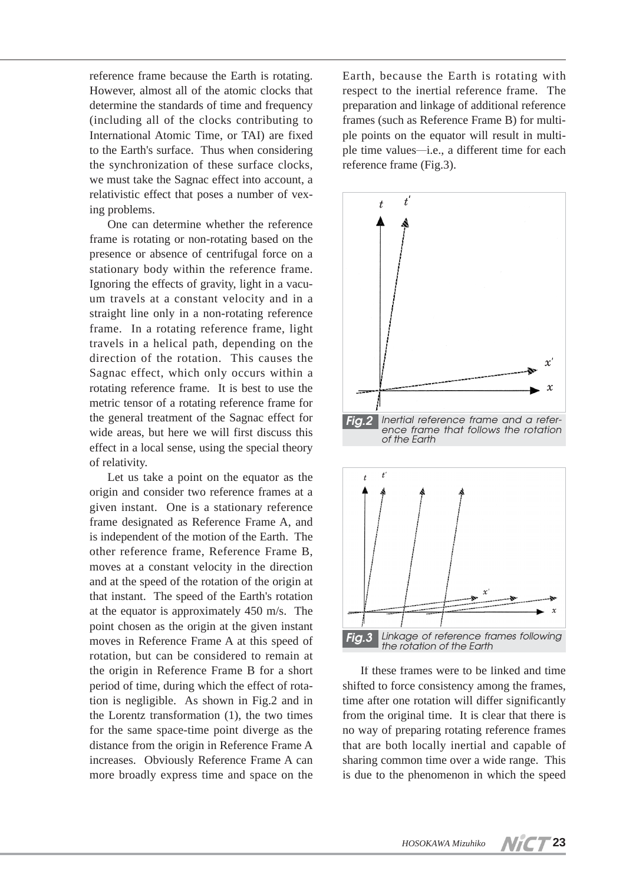reference frame because the Earth is rotating. However, almost all of the atomic clocks that determine the standards of time and frequency (including all of the clocks contributing to International Atomic Time, or TAI) are fixed to the Earth's surface. Thus when considering the synchronization of these surface clocks, we must take the Sagnac effect into account, a relativistic effect that poses a number of vexing problems.

One can determine whether the reference frame is rotating or non-rotating based on the presence or absence of centrifugal force on a stationary body within the reference frame. Ignoring the effects of gravity, light in a vacuum travels at a constant velocity and in a straight line only in a non-rotating reference frame. In a rotating reference frame, light travels in a helical path, depending on the direction of the rotation. This causes the Sagnac effect, which only occurs within a rotating reference frame. It is best to use the metric tensor of a rotating reference frame for the general treatment of the Sagnac effect for wide areas, but here we will first discuss this effect in a local sense, using the special theory of relativity.

Let us take a point on the equator as the origin and consider two reference frames at a given instant. One is a stationary reference frame designated as Reference Frame A, and is independent of the motion of the Earth. The other reference frame, Reference Frame B, moves at a constant velocity in the direction and at the speed of the rotation of the origin at that instant. The speed of the Earth's rotation at the equator is approximately 450 m/s. The point chosen as the origin at the given instant moves in Reference Frame A at this speed of rotation, but can be considered to remain at the origin in Reference Frame B for a short period of time, during which the effect of rotation is negligible. As shown in Fig.2 and in the Lorentz transformation (1), the two times for the same space-time point diverge as the distance from the origin in Reference Frame A increases. Obviously Reference Frame A can more broadly express time and space on the Earth, because the Earth is rotating with respect to the inertial reference frame. The preparation and linkage of additional reference frames (such as Reference Frame B) for multiple points on the equator will result in multiple time values—i.e., a different time for each reference frame (Fig.3).

**Fig.2** Inertial reference frame and a reference frame that follows the rotation of the Earth

**Fig.3** Linkage of reference frames following the rotation of the Earth

If these frames were to be linked and time shifted to force consistency among the frames, time after one rotation will differ significantly from the original time. It is clear that there is no way of preparing rotating reference frames that are both locally inertial and capable of sharing common time over a wide range. This is due to the phenomenon in which the speed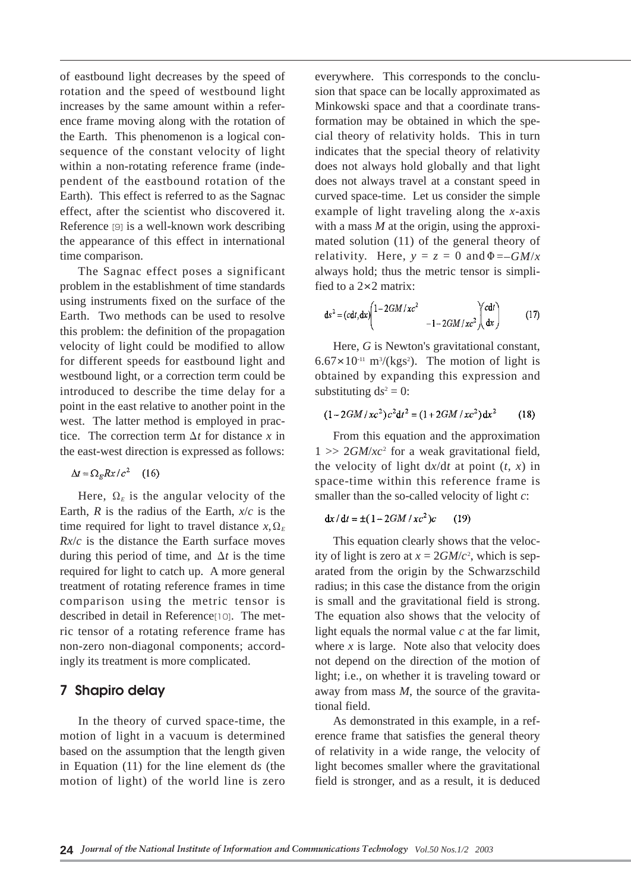of eastbound light decreases by the speed of rotation and the speed of westbound light increases by the same amount within a reference frame moving along with the rotation of the Earth. This phenomenon is a logical consequence of the constant velocity of light within a non-rotating reference frame (independent of the eastbound rotation of the Earth). This effect is referred to as the Sagnac effect, after the scientist who discovered it. Reference [9] is a well-known work describing the appearance of this effect in international time comparison.

The Sagnac effect poses a significant problem in the establishment of time standards using instruments fixed on the surface of the Earth. Two methods can be used to resolve this problem: the definition of the propagation velocity of light could be modified to allow for different speeds for eastbound light and westbound light, or a correction term could be introduced to describe the time delay for a point in the east relative to another point in the west. The latter method is employed in practice. The correction term $\Delta t$ for distance $x$ in the east-west direction is expressed as follows:

$$\Delta t = \Omega_E R x / c^2 \quad (16)$$

Here, $\Omega_E$ is the angular velocity of the Earth, $R$ is the radius of the Earth, $x/c$ is the time required for light to travel distance $x$, $\Omega_E Rx/c$ is the distance the Earth surface moves during this period of time, and $\Delta t$ is the time required for light to catch up. A more general treatment of rotating reference frames in time comparison using the metric tensor is described in detail in Reference[10]. The metric tensor of a rotating reference frame has non-zero non-diagonal components; accordingly its treatment is more complicated.

## 7 Shapiro delay

In the theory of curved space-time, the motion of light in a vacuum is determined based on the assumption that the length given in Equation (11) for the line element d$s$ (the motion of light) of the world line is zero everywhere. This corresponds to the conclusion that space can be locally approximated as Minkowski space and that a coordinate transformation may be obtained in which the special theory of relativity holds. This in turn indicates that the special theory of relativity does not always hold globally and that light does not always travel at a constant speed in curved space-time. Let us consider the simple example of light traveling along the $x$-axis with a mass $M$ at the origin, using the approximated solution (11) of the general theory of relativity. Here, $y = z = 0$ and $\Phi = -GM/x$ always hold; thus the metric tensor is simplified to a 2×2 matrix:

$$ds^2 = (cdt, dx)\begin{pmatrix} 1-2GM/xc^2 & \\ & -1-2GM/xc^2 \end{pmatrix}\begin{pmatrix} cdt \\ dx \end{pmatrix} \quad (17)$$

Here, $G$ is Newton's gravitational constant, $6.67\times10^{-11}$ $m^3/(kgs^2)$. The motion of light is obtained by expanding this expression and substituting $ds^2 = 0$:

$$(1-2GM/xc^2)c^2dt^2 = (1+2GM/xc^2)dx^2 \quad (18)$$

From this equation and the approximation $1 >> 2GM/xc^2$ for a weak gravitational field, the velocity of light d$x$/d$t$ at point ($t$, $x$) in space-time within this reference frame is smaller than the so-called velocity of light $c$:

$$dx/dt = \pm(1-2GM/xc^2)c \quad (19)$$

This equation clearly shows that the velocity of light is zero at $x = 2GM/c^2$, which is separated from the origin by the Schwarzschild radius; in this case the distance from the origin is small and the gravitational field is strong. The equation also shows that the velocity of light equals the normal value $c$ at the far limit, where $x$ is large. Note also that velocity does not depend on the direction of the motion of light; i.e., on whether it is traveling toward or away from mass $M$, the source of the gravitational field.

As demonstrated in this example, in a reference frame that satisfies the general theory of relativity in a wide range, the velocity of light becomes smaller where the gravitational field is stronger, and as a result, it is deduced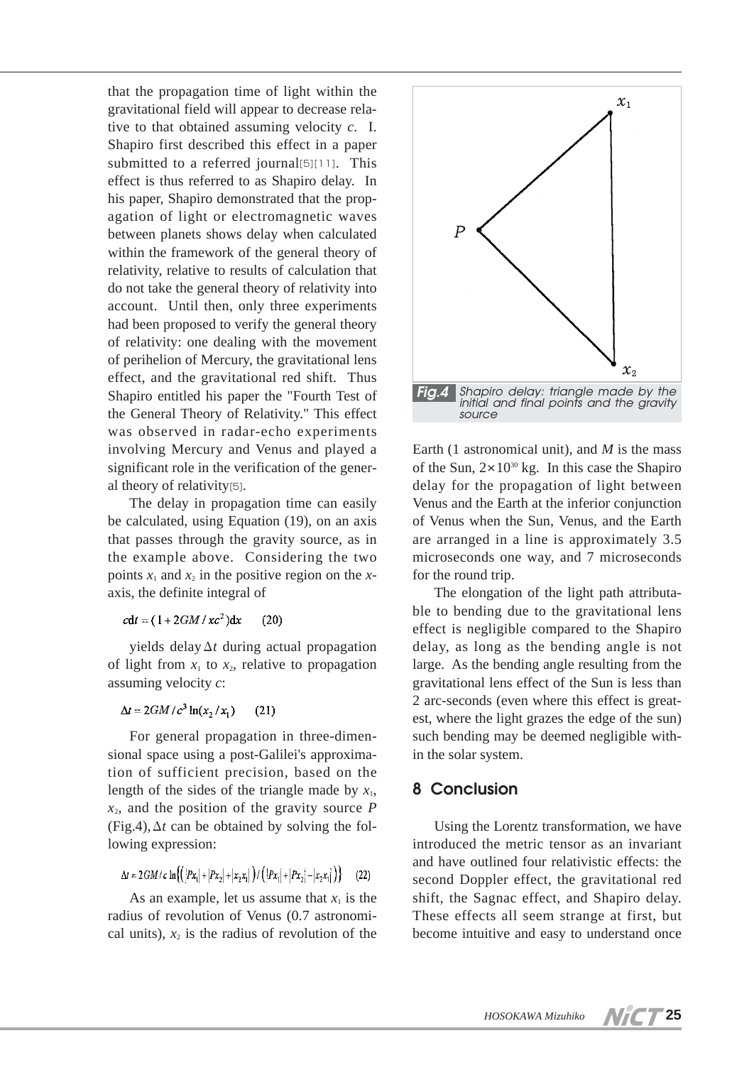that the propagation time of light within the gravitational field will appear to decrease relative to that obtained assuming velocity *c*. I. Shapiro first described this effect in a paper submitted to a referred journal[5][11]. This effect is thus referred to as Shapiro delay. In his paper, Shapiro demonstrated that the propagation of light or electromagnetic waves between planets shows delay when calculated within the framework of the general theory of relativity, relative to results of calculation that do not take the general theory of relativity into account. Until then, only three experiments had been proposed to verify the general theory of relativity: one dealing with the movement of perihelion of Mercury, the gravitational lens effect, and the gravitational red shift. Thus Shapiro entitled his paper the "Fourth Test of the General Theory of Relativity." This effect was observed in radar-echo experiments involving Mercury and Venus and played a significant role in the verification of the general theory of relativity[5].

The delay in propagation time can easily be calculated, using Equation (19), on an axis that passes through the gravity source, as in the example above. Considering the two points $x_1$ and $x_2$ in the positive region on the $x$-axis, the definite integral of

$$c\mathrm{d}t = (1 + 2GM/xc^2)\mathrm{d}x \qquad (20)$$

yields delay $\Delta t$ during actual propagation of light from $x_1$ to $x_2$, relative to propagation assuming velocity $c$:

$$\Delta t = 2GM/c^3 \ln(x_2/x_1) \qquad (21)$$

For general propagation in three-dimensional space using a post-Galilei's approximation of sufficient precision, based on the length of the sides of the triangle made by $x_1$, $x_2$, and the position of the gravity source $P$ (Fig.4), $\Delta t$ can be obtained by solving the following expression:

$$\Delta t = 2GM/c \ln\{(|Px_1| + |Px_2| + |x_2x_1|)/(|Px_1| + |Px_2| - |x_2x_1|)\} \qquad (22)$$

As an example, let us assume that $x_1$ is the radius of revolution of Venus (0.7 astronomical units), $x_2$ is the radius of revolution of the Earth (1 astronomical unit), and $M$ is the mass of the Sun, $2\times10^{30}$ kg. In this case the Shapiro delay for the propagation of light between Venus and the Earth at the inferior conjunction of Venus when the Sun, Venus, and the Earth are arranged in a line is approximately 3.5 microseconds one way, and 7 microseconds for the round trip.

*Fig.4* Shapiro delay: triangle made by the initial and final points and the gravity source

The elongation of the light path attributable to bending due to the gravitational lens effect is negligible compared to the Shapiro delay, as long as the bending angle is not large. As the bending angle resulting from the gravitational lens effect of the Sun is less than 2 arc-seconds (even where this effect is greatest, where the light grazes the edge of the sun) such bending may be deemed negligible within the solar system.

## 8 Conclusion

Using the Lorentz transformation, we have introduced the metric tensor as an invariant and have outlined four relativistic effects: the second Doppler effect, the gravitational red shift, the Sagnac effect, and Shapiro delay. These effects all seem strange at first, but become intuitive and easy to understand once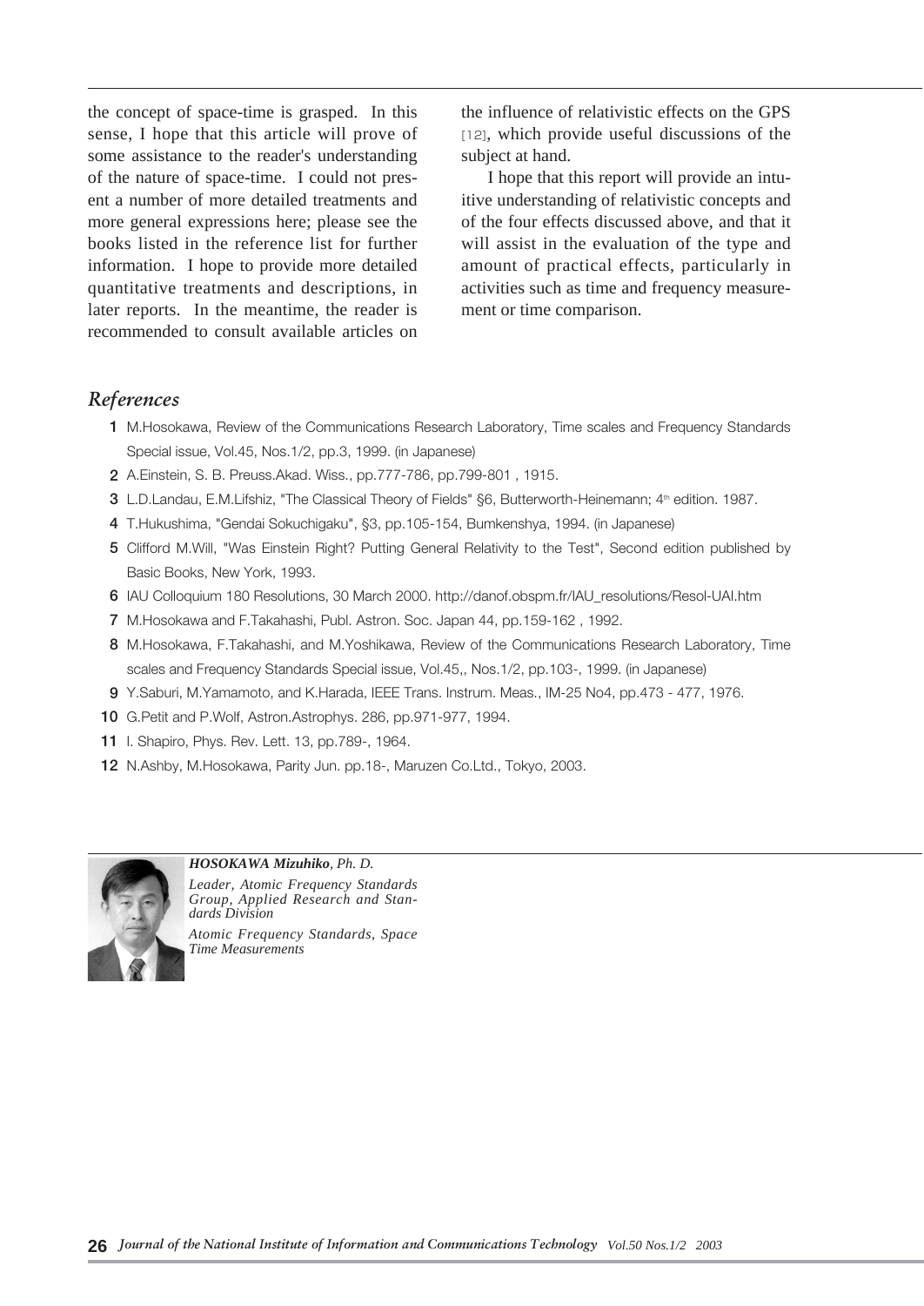the concept of space-time is grasped. In this sense, I hope that this article will prove of some assistance to the reader's understanding of the nature of space-time. I could not present a number of more detailed treatments and more general expressions here; please see the books listed in the reference list for further information. I hope to provide more detailed quantitative treatments and descriptions, in later reports. In the meantime, the reader is recommended to consult available articles on the influence of relativistic effects on the GPS [12], which provide useful discussions of the subject at hand.

I hope that this report will provide an intuitive understanding of relativistic concepts and of the four effects discussed above, and that it will assist in the evaluation of the type and amount of practical effects, particularly in activities such as time and frequency measurement or time comparison.

## *References*

1. M.Hosokawa, Review of the Communications Research Laboratory, Time scales and Frequency Standards Special issue, Vol.45, Nos.1/2, pp.3, 1999. (in Japanese)
2. A.Einstein, S. B. Preuss.Akad. Wiss., pp.777-786, pp.799-801 , 1915.
3. L.D.Landau, E.M.Lifshiz, "The Classical Theory of Fields" §6, Butterworth-Heinemann; 4th edition. 1987.
4. T.Hukushima, "Gendai Sokuchigaku", §3, pp.105-154, Bumkenshya, 1994. (in Japanese)
5. Clifford M.Will, "Was Einstein Right? Putting General Relativity to the Test", Second edition published by Basic Books, New York, 1993.
6. IAU Colloquium 180 Resolutions, 30 March 2000. http://danof.obspm.fr/IAU_resolutions/Resol-UAI.htm
7. M.Hosokawa and F.Takahashi, Publ. Astron. Soc. Japan 44, pp.159-162 , 1992.
8. M.Hosokawa, F.Takahashi, and M.Yoshikawa, Review of the Communications Research Laboratory, Time scales and Frequency Standards Special issue, Vol.45,, Nos.1/2, pp.103-, 1999. (in Japanese)
9. Y.Saburi, M.Yamamoto, and K.Harada, IEEE Trans. Instrum. Meas., IM-25 No4, pp.473 - 477, 1976.
10. G.Petit and P.Wolf, Astron.Astrophys. 286, pp.971-977, 1994.
11. I. Shapiro, Phys. Rev. Lett. 13, pp.789-, 1964.
12. N.Ashby, M.Hosokawa, Parity Jun. pp.18-, Maruzen Co.Ltd., Tokyo, 2003.

***HOSOKAWA Mizuhiko**, Ph. D.*

*Leader, Atomic Frequency Standards Group, Applied Research and Standards Division*

*Atomic Frequency Standards, Space Time Measurements*